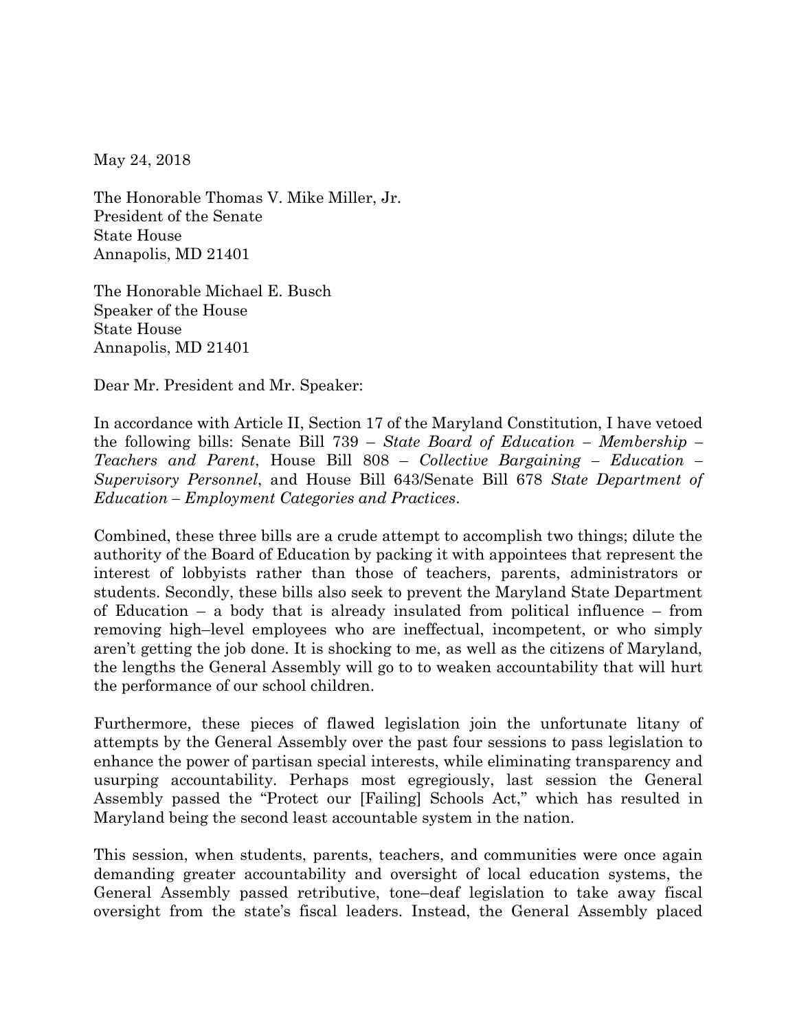May 24, 2018

The Honorable Thomas V. Mike Miller, Jr.
President of the Senate
State House
Annapolis, MD 21401

The Honorable Michael E. Busch
Speaker of the House
State House
Annapolis, MD 21401

Dear Mr. President and Mr. Speaker:

In accordance with Article II, Section 17 of the Maryland Constitution, I have vetoed the following bills: Senate Bill 739 – *State Board of Education – Membership – Teachers and Parent*, House Bill 808 – *Collective Bargaining – Education – Supervisory Personnel*, and House Bill 643/Senate Bill 678 *State Department of Education – Employment Categories and Practices*.

Combined, these three bills are a crude attempt to accomplish two things; dilute the authority of the Board of Education by packing it with appointees that represent the interest of lobbyists rather than those of teachers, parents, administrators or students. Secondly, these bills also seek to prevent the Maryland State Department of Education – a body that is already insulated from political influence – from removing high–level employees who are ineffectual, incompetent, or who simply aren't getting the job done. It is shocking to me, as well as the citizens of Maryland, the lengths the General Assembly will go to to weaken accountability that will hurt the performance of our school children.

Furthermore, these pieces of flawed legislation join the unfortunate litany of attempts by the General Assembly over the past four sessions to pass legislation to enhance the power of partisan special interests, while eliminating transparency and usurping accountability. Perhaps most egregiously, last session the General Assembly passed the "Protect our [Failing] Schools Act," which has resulted in Maryland being the second least accountable system in the nation.

This session, when students, parents, teachers, and communities were once again demanding greater accountability and oversight of local education systems, the General Assembly passed retributive, tone–deaf legislation to take away fiscal oversight from the state's fiscal leaders. Instead, the General Assembly placed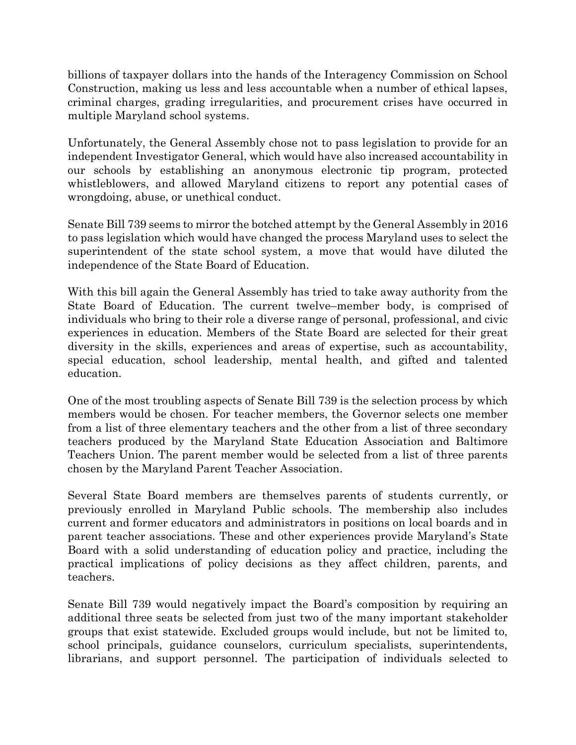billions of taxpayer dollars into the hands of the Interagency Commission on School Construction, making us less and less accountable when a number of ethical lapses, criminal charges, grading irregularities, and procurement crises have occurred in multiple Maryland school systems.

Unfortunately, the General Assembly chose not to pass legislation to provide for an independent Investigator General, which would have also increased accountability in our schools by establishing an anonymous electronic tip program, protected whistleblowers, and allowed Maryland citizens to report any potential cases of wrongdoing, abuse, or unethical conduct.

Senate Bill 739 seems to mirror the botched attempt by the General Assembly in 2016 to pass legislation which would have changed the process Maryland uses to select the superintendent of the state school system, a move that would have diluted the independence of the State Board of Education.

With this bill again the General Assembly has tried to take away authority from the State Board of Education. The current twelve–member body, is comprised of individuals who bring to their role a diverse range of personal, professional, and civic experiences in education. Members of the State Board are selected for their great diversity in the skills, experiences and areas of expertise, such as accountability, special education, school leadership, mental health, and gifted and talented education.

One of the most troubling aspects of Senate Bill 739 is the selection process by which members would be chosen. For teacher members, the Governor selects one member from a list of three elementary teachers and the other from a list of three secondary teachers produced by the Maryland State Education Association and Baltimore Teachers Union. The parent member would be selected from a list of three parents chosen by the Maryland Parent Teacher Association.

Several State Board members are themselves parents of students currently, or previously enrolled in Maryland Public schools. The membership also includes current and former educators and administrators in positions on local boards and in parent teacher associations. These and other experiences provide Maryland's State Board with a solid understanding of education policy and practice, including the practical implications of policy decisions as they affect children, parents, and teachers.

Senate Bill 739 would negatively impact the Board's composition by requiring an additional three seats be selected from just two of the many important stakeholder groups that exist statewide. Excluded groups would include, but not be limited to, school principals, guidance counselors, curriculum specialists, superintendents, librarians, and support personnel. The participation of individuals selected to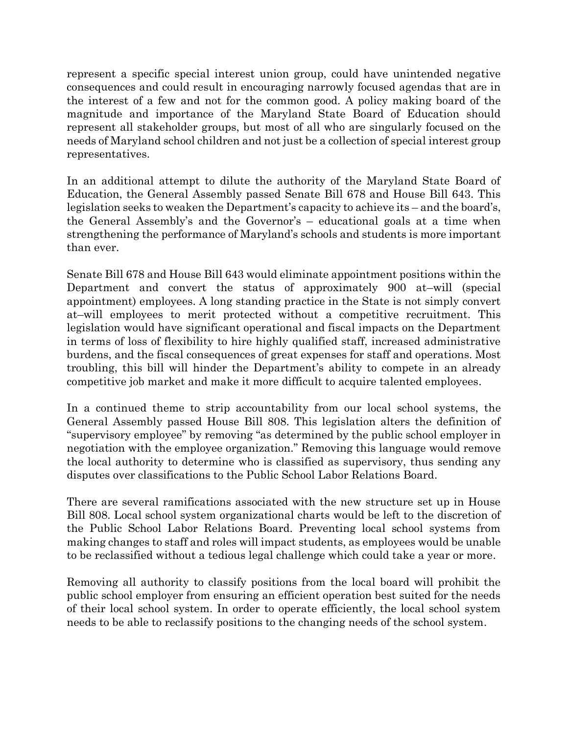represent a specific special interest union group, could have unintended negative consequences and could result in encouraging narrowly focused agendas that are in the interest of a few and not for the common good. A policy making board of the magnitude and importance of the Maryland State Board of Education should represent all stakeholder groups, but most of all who are singularly focused on the needs of Maryland school children and not just be a collection of special interest group representatives.

In an additional attempt to dilute the authority of the Maryland State Board of Education, the General Assembly passed Senate Bill 678 and House Bill 643. This legislation seeks to weaken the Department's capacity to achieve its – and the board's, the General Assembly's and the Governor's – educational goals at a time when strengthening the performance of Maryland's schools and students is more important than ever.

Senate Bill 678 and House Bill 643 would eliminate appointment positions within the Department and convert the status of approximately 900 at–will (special appointment) employees. A long standing practice in the State is not simply convert at–will employees to merit protected without a competitive recruitment. This legislation would have significant operational and fiscal impacts on the Department in terms of loss of flexibility to hire highly qualified staff, increased administrative burdens, and the fiscal consequences of great expenses for staff and operations. Most troubling, this bill will hinder the Department's ability to compete in an already competitive job market and make it more difficult to acquire talented employees.

In a continued theme to strip accountability from our local school systems, the General Assembly passed House Bill 808. This legislation alters the definition of "supervisory employee" by removing "as determined by the public school employer in negotiation with the employee organization." Removing this language would remove the local authority to determine who is classified as supervisory, thus sending any disputes over classifications to the Public School Labor Relations Board.

There are several ramifications associated with the new structure set up in House Bill 808. Local school system organizational charts would be left to the discretion of the Public School Labor Relations Board. Preventing local school systems from making changes to staff and roles will impact students, as employees would be unable to be reclassified without a tedious legal challenge which could take a year or more.

Removing all authority to classify positions from the local board will prohibit the public school employer from ensuring an efficient operation best suited for the needs of their local school system. In order to operate efficiently, the local school system needs to be able to reclassify positions to the changing needs of the school system.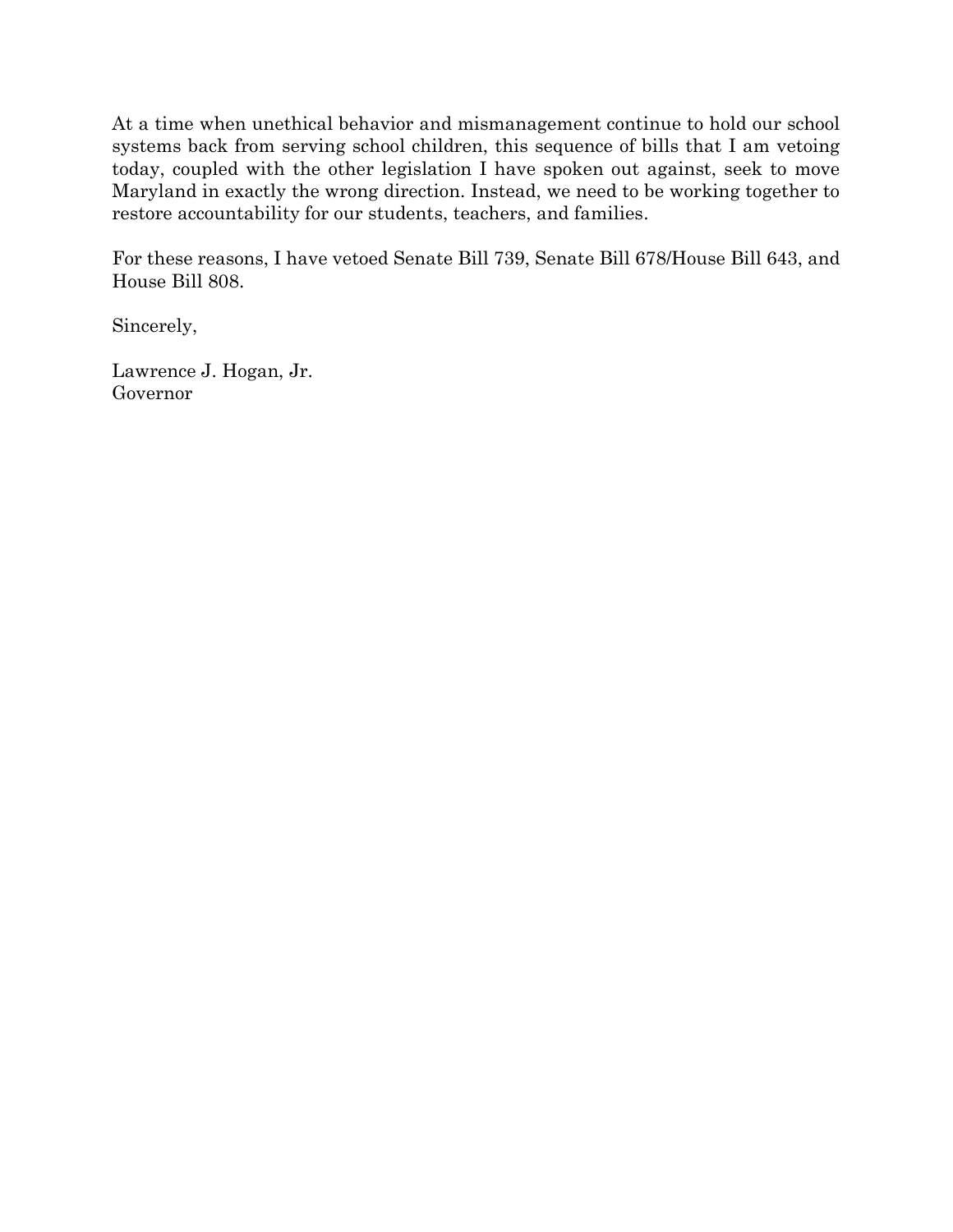At a time when unethical behavior and mismanagement continue to hold our school systems back from serving school children, this sequence of bills that I am vetoing today, coupled with the other legislation I have spoken out against, seek to move Maryland in exactly the wrong direction. Instead, we need to be working together to restore accountability for our students, teachers, and families.

For these reasons, I have vetoed Senate Bill 739, Senate Bill 678/House Bill 643, and House Bill 808.

Sincerely,

Lawrence J. Hogan, Jr.
Governor